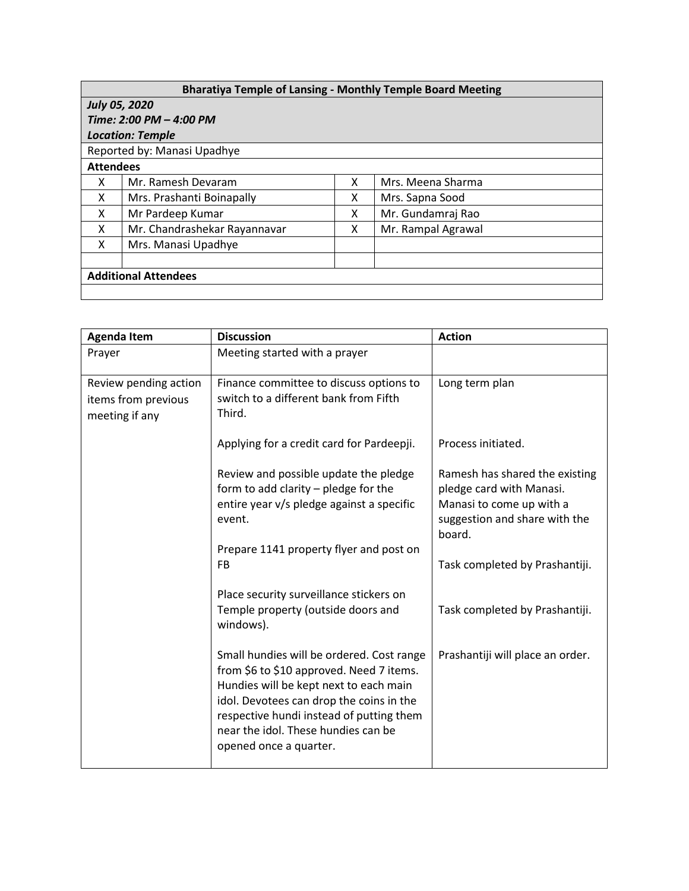| Bharatiya Temple of Lansing - Monthly Temple Board Meeting | | | |
|---|---|---|---|
| ***July 05, 2020*** <br> ***Time: 2:00 PM – 4:00 PM*** <br> ***Location: Temple*** | | | |
| Reported by: Manasi Upadhye | | | |
| **Attendees** | | | |
| X | Mr. Ramesh Devaram | X | Mrs. Meena Sharma |
| X | Mrs. Prashanti Boinapally | X | Mrs. Sapna Sood |
| X | Mr Pardeep Kumar | X | Mr. Gundamraj Rao |
| X | Mr. Chandrashekar Rayannavar | X | Mr. Rampal Agrawal |
| X | Mrs. Manasi Upadhye | | |
| | | | |
| **Additional Attendees** | | | |
| | | | |

| Agenda Item | Discussion | Action |
|---|---|---|
| Prayer | Meeting started with a prayer | |
| Review pending action items from previous meeting if any | Finance committee to discuss options to switch to a different bank from Fifth Third. | Long term plan |
| | Applying for a credit card for Pardeepji. | Process initiated. |
| | Review and possible update the pledge form to add clarity – pledge for the entire year v/s pledge against a specific event. | Ramesh has shared the existing pledge card with Manasi. Manasi to come up with a suggestion and share with the board. |
| | Prepare 1141 property flyer and post on FB | Task completed by Prashantiji. |
| | Place security surveillance stickers on Temple property (outside doors and windows). | Task completed by Prashantiji. |
| | Small hundies will be ordered. Cost range from $6 to $10 approved. Need 7 items. Hundies will be kept next to each main idol. Devotees can drop the coins in the respective hundi instead of putting them near the idol. These hundies can be opened once a quarter. | Prashantiji will place an order. |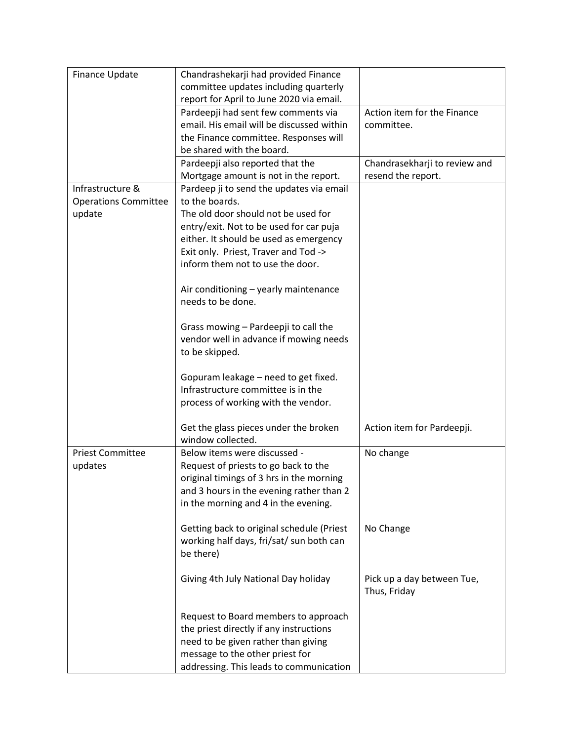| Finance Update | Chandrashekarji had provided Finance committee updates including quarterly report for April to June 2020 via email. | |
|---|---|---|
| | Pardeepji had sent few comments via email. His email will be discussed within the Finance committee. Responses will be shared with the board. | Action item for the Finance committee. |
| | Pardeepji also reported that the Mortgage amount is not in the report. | Chandrasekharji to review and resend the report. |
| Infrastructure & Operations Committee update | Pardeep ji to send the updates via email to the boards.<br>The old door should not be used for entry/exit. Not to be used for car puja either. It should be used as emergency Exit only. Priest, Traver and Tod -> inform them not to use the door.<br><br>Air conditioning – yearly maintenance needs to be done.<br><br>Grass mowing – Pardeepji to call the vendor well in advance if mowing needs to be skipped.<br><br>Gopuram leakage – need to get fixed. Infrastructure committee is in the process of working with the vendor.<br><br>Get the glass pieces under the broken window collected. | Action item for Pardeepji. |
| Priest Committee updates | Below items were discussed -<br>Request of priests to go back to the original timings of 3 hrs in the morning and 3 hours in the evening rather than 2 in the morning and 4 in the evening. | No change |
| | Getting back to original schedule (Priest working half days, fri/sat/ sun both can be there) | No Change |
| | Giving 4th July National Day holiday | Pick up a day between Tue, Thus, Friday |
| | Request to Board members to approach the priest directly if any instructions need to be given rather than giving message to the other priest for addressing. This leads to communication | |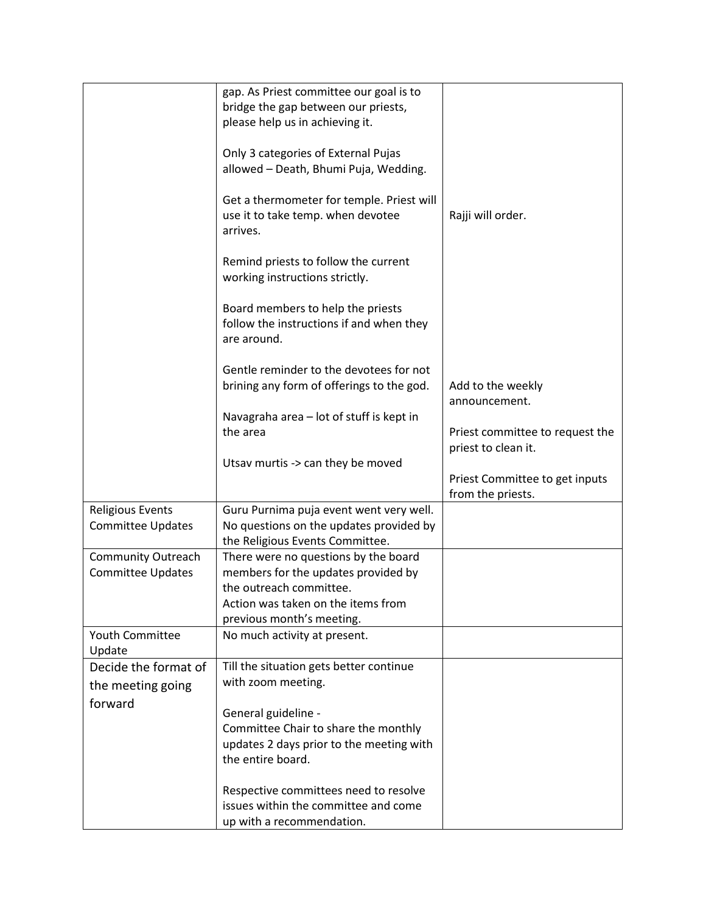| | | |
|---|---|---|
| | gap. As Priest committee our goal is to bridge the gap between our priests, please help us in achieving it.<br><br>Only 3 categories of External Pujas allowed – Death, Bhumi Puja, Wedding.<br><br>Get a thermometer for temple. Priest will use it to take temp. when devotee arrives.<br><br>Remind priests to follow the current working instructions strictly.<br><br>Board members to help the priests follow the instructions if and when they are around.<br><br>Gentle reminder to the devotees for not brining any form of offerings to the god.<br><br>Navagraha area – lot of stuff is kept in the area<br><br>Utsav murtis -> can they be moved | Rajji will order.<br><br>Add to the weekly announcement.<br><br>Priest committee to request the priest to clean it.<br><br>Priest Committee to get inputs from the priests. |
| Religious Events Committee Updates | Guru Purnima puja event went very well. No questions on the updates provided by the Religious Events Committee. | |
| Community Outreach Committee Updates | There were no questions by the board members for the updates provided by the outreach committee.<br>Action was taken on the items from previous month's meeting. | |
| Youth Committee Update | No much activity at present. | |
| Decide the format of the meeting going forward | Till the situation gets better continue with zoom meeting.<br><br>General guideline -<br>Committee Chair to share the monthly updates 2 days prior to the meeting with the entire board.<br><br>Respective committees need to resolve issues within the committee and come up with a recommendation. | |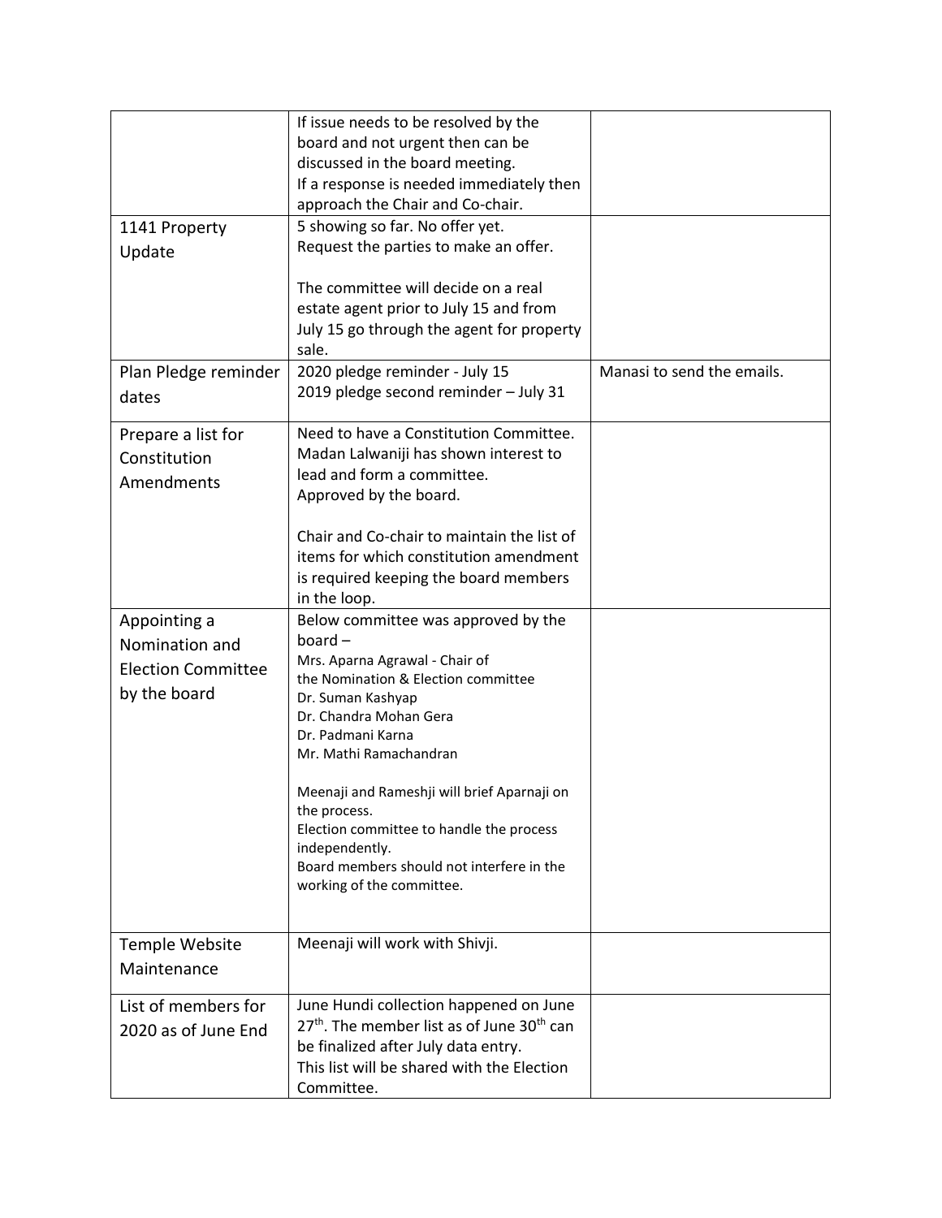| | | |
|---|---|---|
| | If issue needs to be resolved by the board and not urgent then can be discussed in the board meeting.<br>If a response is needed immediately then approach the Chair and Co-chair. | |
| 1141 Property Update | 5 showing so far. No offer yet.<br>Request the parties to make an offer.<br><br>The committee will decide on a real estate agent prior to July 15 and from July 15 go through the agent for property sale. | |
| Plan Pledge reminder dates | 2020 pledge reminder - July 15<br>2019 pledge second reminder – July 31 | Manasi to send the emails. |
| Prepare a list for Constitution Amendments | Need to have a Constitution Committee. Madan Lalwaniji has shown interest to lead and form a committee.<br>Approved by the board.<br><br>Chair and Co-chair to maintain the list of items for which constitution amendment is required keeping the board members in the loop. | |
| Appointing a Nomination and Election Committee by the board | Below committee was approved by the board –<br>Mrs. Aparna Agrawal - Chair of the Nomination & Election committee<br>Dr. Suman Kashyap<br>Dr. Chandra Mohan Gera<br>Dr. Padmani Karna<br>Mr. Mathi Ramachandran<br><br>Meenaji and Rameshji will brief Aparnaji on the process.<br>Election committee to handle the process independently.<br>Board members should not interfere in the working of the committee. | |
| Temple Website Maintenance | Meenaji will work with Shivji. | |
| List of members for 2020 as of June End | June Hundi collection happened on June 27th. The member list as of June 30th can be finalized after July data entry.<br>This list will be shared with the Election Committee. | |